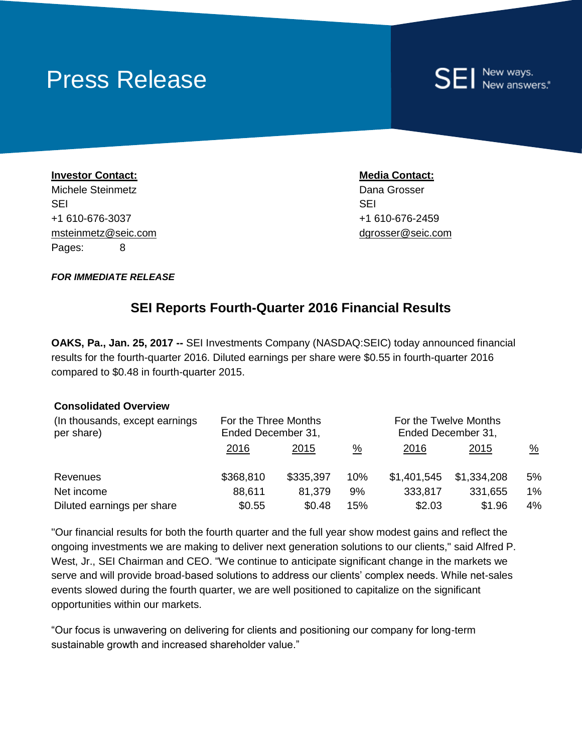# Press Release

SEI New ways. New answers.®

**Investor Contact:**
Michele Steinmetz
SEI
+1 610-676-3037
msteinmetz@seic.com
Pages: 8

**Media Contact:**
Dana Grosser
SEI
+1 610-676-2459
dgrosser@seic.com

***FOR IMMEDIATE RELEASE***

## SEI Reports Fourth-Quarter 2016 Financial Results

**OAKS, Pa., Jan. 25, 2017 --** SEI Investments Company (NASDAQ:SEIC) today announced financial results for the fourth-quarter 2016. Diluted earnings per share were $0.55 in fourth-quarter 2016 compared to $0.48 in fourth-quarter 2015.

**Consolidated Overview**

| (In thousands, except earnings per share) | For the Three Months Ended December 31, | | | For the Twelve Months Ended December 31, | | |
|---|---|---|---|---|---|---|
| | 2016 | 2015 | % | 2016 | 2015 | % |
| Revenues | $368,810 | $335,397 | 10% | $1,401,545 | $1,334,208 | 5% |
| Net income | 88,611 | 81,379 | 9% | 333,817 | 331,655 | 1% |
| Diluted earnings per share | $0.55 | $0.48 | 15% | $2.03 | $1.96 | 4% |

"Our financial results for both the fourth quarter and the full year show modest gains and reflect the ongoing investments we are making to deliver next generation solutions to our clients," said Alfred P. West, Jr., SEI Chairman and CEO. "We continue to anticipate significant change in the markets we serve and will provide broad-based solutions to address our clients' complex needs. While net-sales events slowed during the fourth quarter, we are well positioned to capitalize on the significant opportunities within our markets.

"Our focus is unwavering on delivering for clients and positioning our company for long-term sustainable growth and increased shareholder value."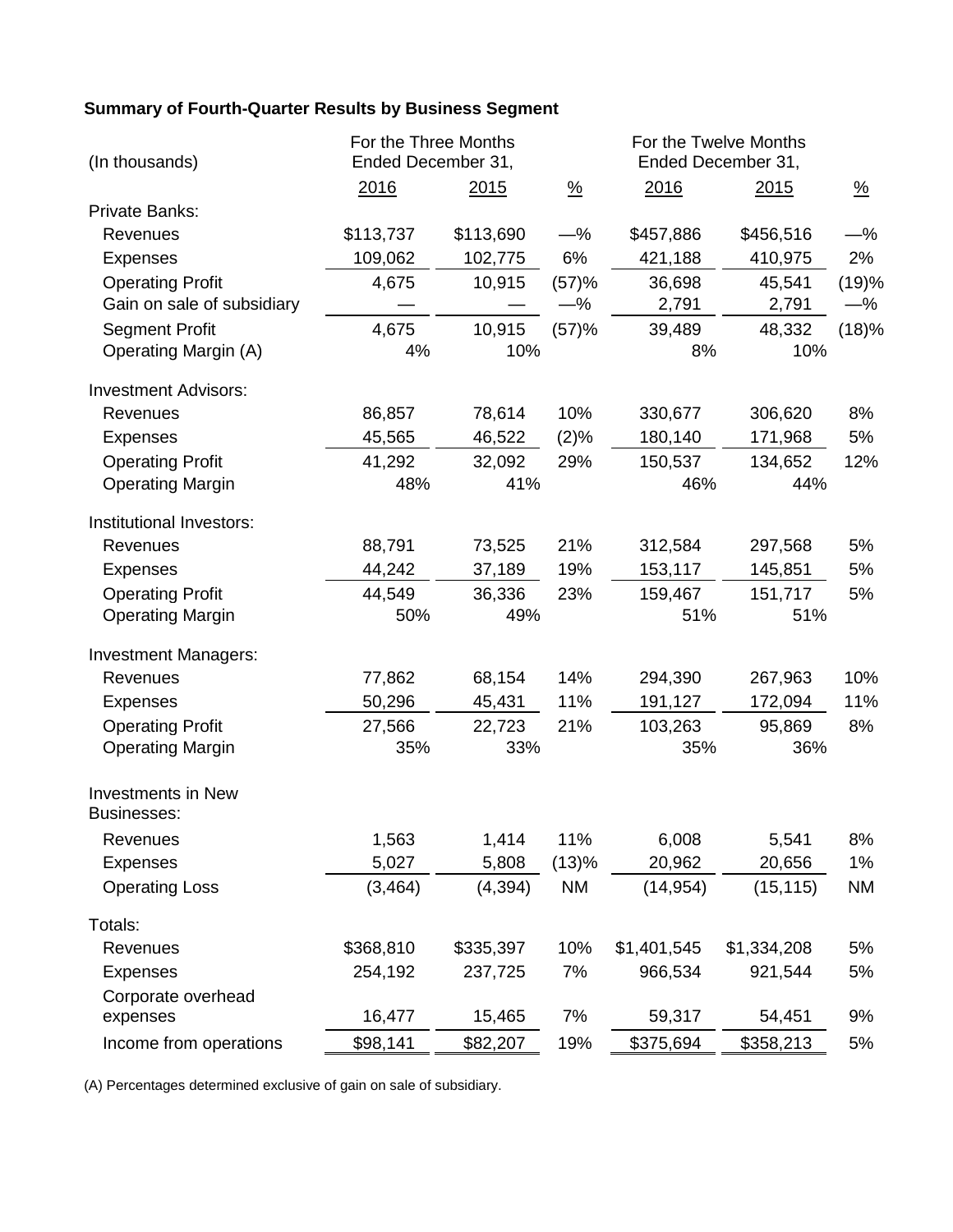**Summary of Fourth-Quarter Results by Business Segment**

| (In thousands) | For the Three Months Ended December 31, | | | For the Twelve Months Ended December 31, | | |
|---|---|---|---|---|---|---|
| | 2016 | 2015 | % | 2016 | 2015 | % |
| Private Banks: | | | | | | |
| Revenues | $113,737 | $113,690 | —% | $457,886 | $456,516 | —% |
| Expenses | 109,062 | 102,775 | 6% | 421,188 | 410,975 | 2% |
| Operating Profit | 4,675 | 10,915 | (57)% | 36,698 | 45,541 | (19)% |
| Gain on sale of subsidiary | — | — | —% | 2,791 | 2,791 | —% |
| Segment Profit | 4,675 | 10,915 | (57)% | 39,489 | 48,332 | (18)% |
| Operating Margin (A) | 4% | 10% | | 8% | 10% | |
| Investment Advisors: | | | | | | |
| Revenues | 86,857 | 78,614 | 10% | 330,677 | 306,620 | 8% |
| Expenses | 45,565 | 46,522 | (2)% | 180,140 | 171,968 | 5% |
| Operating Profit | 41,292 | 32,092 | 29% | 150,537 | 134,652 | 12% |
| Operating Margin | 48% | 41% | | 46% | 44% | |
| Institutional Investors: | | | | | | |
| Revenues | 88,791 | 73,525 | 21% | 312,584 | 297,568 | 5% |
| Expenses | 44,242 | 37,189 | 19% | 153,117 | 145,851 | 5% |
| Operating Profit | 44,549 | 36,336 | 23% | 159,467 | 151,717 | 5% |
| Operating Margin | 50% | 49% | | 51% | 51% | |
| Investment Managers: | | | | | | |
| Revenues | 77,862 | 68,154 | 14% | 294,390 | 267,963 | 10% |
| Expenses | 50,296 | 45,431 | 11% | 191,127 | 172,094 | 11% |
| Operating Profit | 27,566 | 22,723 | 21% | 103,263 | 95,869 | 8% |
| Operating Margin | 35% | 33% | | 35% | 36% | |
| Investments in New Businesses: | | | | | | |
| Revenues | 1,563 | 1,414 | 11% | 6,008 | 5,541 | 8% |
| Expenses | 5,027 | 5,808 | (13)% | 20,962 | 20,656 | 1% |
| Operating Loss | (3,464) | (4,394) | NM | (14,954) | (15,115) | NM |
| Totals: | | | | | | |
| Revenues | $368,810 | $335,397 | 10% | $1,401,545 | $1,334,208 | 5% |
| Expenses | 254,192 | 237,725 | 7% | 966,534 | 921,544 | 5% |
| Corporate overhead expenses | 16,477 | 15,465 | 7% | 59,317 | 54,451 | 9% |
| Income from operations | $98,141 | $82,207 | 19% | $375,694 | $358,213 | 5% |

(A) Percentages determined exclusive of gain on sale of subsidiary.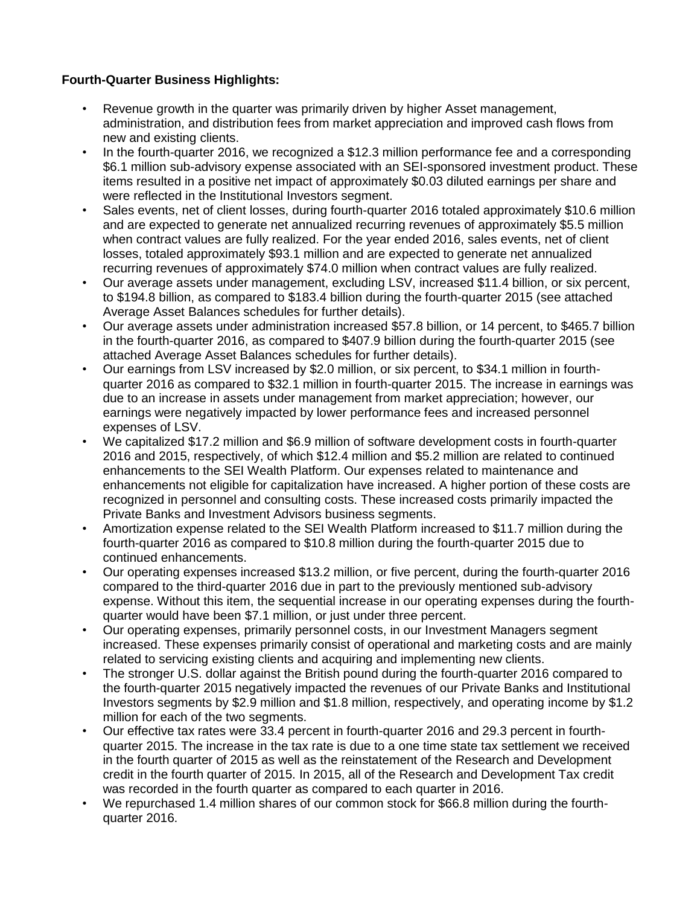**Fourth-Quarter Business Highlights:**

- Revenue growth in the quarter was primarily driven by higher Asset management, administration, and distribution fees from market appreciation and improved cash flows from new and existing clients.
- In the fourth-quarter 2016, we recognized a $12.3 million performance fee and a corresponding $6.1 million sub-advisory expense associated with an SEI-sponsored investment product. These items resulted in a positive net impact of approximately $0.03 diluted earnings per share and were reflected in the Institutional Investors segment.
- Sales events, net of client losses, during fourth-quarter 2016 totaled approximately $10.6 million and are expected to generate net annualized recurring revenues of approximately $5.5 million when contract values are fully realized. For the year ended 2016, sales events, net of client losses, totaled approximately $93.1 million and are expected to generate net annualized recurring revenues of approximately $74.0 million when contract values are fully realized.
- Our average assets under management, excluding LSV, increased $11.4 billion, or six percent, to $194.8 billion, as compared to $183.4 billion during the fourth-quarter 2015 (see attached Average Asset Balances schedules for further details).
- Our average assets under administration increased $57.8 billion, or 14 percent, to $465.7 billion in the fourth-quarter 2016, as compared to $407.9 billion during the fourth-quarter 2015 (see attached Average Asset Balances schedules for further details).
- Our earnings from LSV increased by $2.0 million, or six percent, to $34.1 million in fourth-quarter 2016 as compared to $32.1 million in fourth-quarter 2015. The increase in earnings was due to an increase in assets under management from market appreciation; however, our earnings were negatively impacted by lower performance fees and increased personnel expenses of LSV.
- We capitalized $17.2 million and $6.9 million of software development costs in fourth-quarter 2016 and 2015, respectively, of which $12.4 million and $5.2 million are related to continued enhancements to the SEI Wealth Platform. Our expenses related to maintenance and enhancements not eligible for capitalization have increased. A higher portion of these costs are recognized in personnel and consulting costs. These increased costs primarily impacted the Private Banks and Investment Advisors business segments.
- Amortization expense related to the SEI Wealth Platform increased to $11.7 million during the fourth-quarter 2016 as compared to $10.8 million during the fourth-quarter 2015 due to continued enhancements.
- Our operating expenses increased $13.2 million, or five percent, during the fourth-quarter 2016 compared to the third-quarter 2016 due in part to the previously mentioned sub-advisory expense. Without this item, the sequential increase in our operating expenses during the fourth-quarter would have been $7.1 million, or just under three percent.
- Our operating expenses, primarily personnel costs, in our Investment Managers segment increased. These expenses primarily consist of operational and marketing costs and are mainly related to servicing existing clients and acquiring and implementing new clients.
- The stronger U.S. dollar against the British pound during the fourth-quarter 2016 compared to the fourth-quarter 2015 negatively impacted the revenues of our Private Banks and Institutional Investors segments by $2.9 million and $1.8 million, respectively, and operating income by $1.2 million for each of the two segments.
- Our effective tax rates were 33.4 percent in fourth-quarter 2016 and 29.3 percent in fourth-quarter 2015. The increase in the tax rate is due to a one time state tax settlement we received in the fourth quarter of 2015 as well as the reinstatement of the Research and Development credit in the fourth quarter of 2015. In 2015, all of the Research and Development Tax credit was recorded in the fourth quarter as compared to each quarter in 2016.
- We repurchased 1.4 million shares of our common stock for $66.8 million during the fourth-quarter 2016.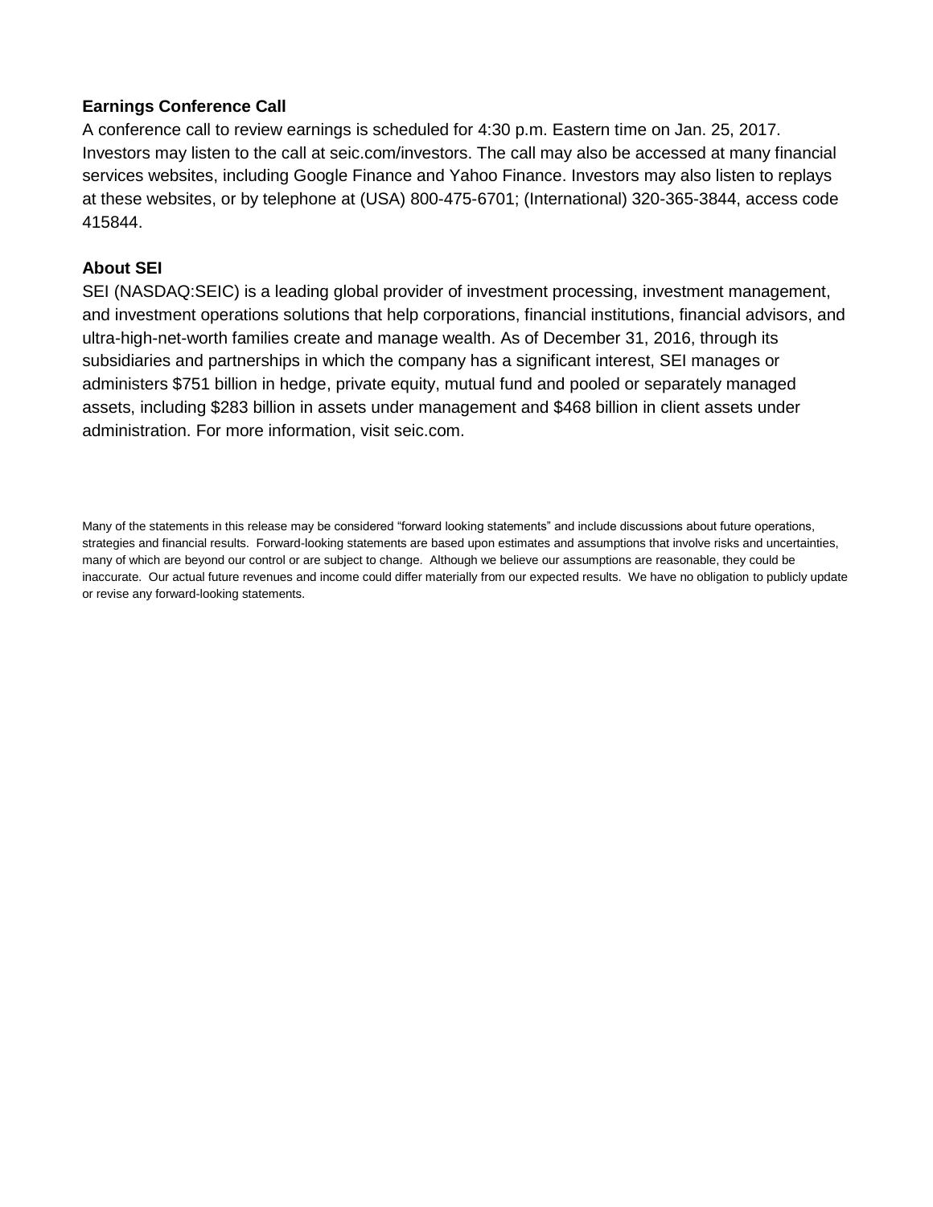## Earnings Conference Call

A conference call to review earnings is scheduled for 4:30 p.m. Eastern time on Jan. 25, 2017. Investors may listen to the call at seic.com/investors. The call may also be accessed at many financial services websites, including Google Finance and Yahoo Finance. Investors may also listen to replays at these websites, or by telephone at (USA) 800-475-6701; (International) 320-365-3844, access code 415844.

## About SEI

SEI (NASDAQ:SEIC) is a leading global provider of investment processing, investment management, and investment operations solutions that help corporations, financial institutions, financial advisors, and ultra-high-net-worth families create and manage wealth. As of December 31, 2016, through its subsidiaries and partnerships in which the company has a significant interest, SEI manages or administers $751 billion in hedge, private equity, mutual fund and pooled or separately managed assets, including $283 billion in assets under management and $468 billion in client assets under administration. For more information, visit seic.com.

Many of the statements in this release may be considered "forward looking statements" and include discussions about future operations, strategies and financial results. Forward-looking statements are based upon estimates and assumptions that involve risks and uncertainties, many of which are beyond our control or are subject to change. Although we believe our assumptions are reasonable, they could be inaccurate. Our actual future revenues and income could differ materially from our expected results. We have no obligation to publicly update or revise any forward-looking statements.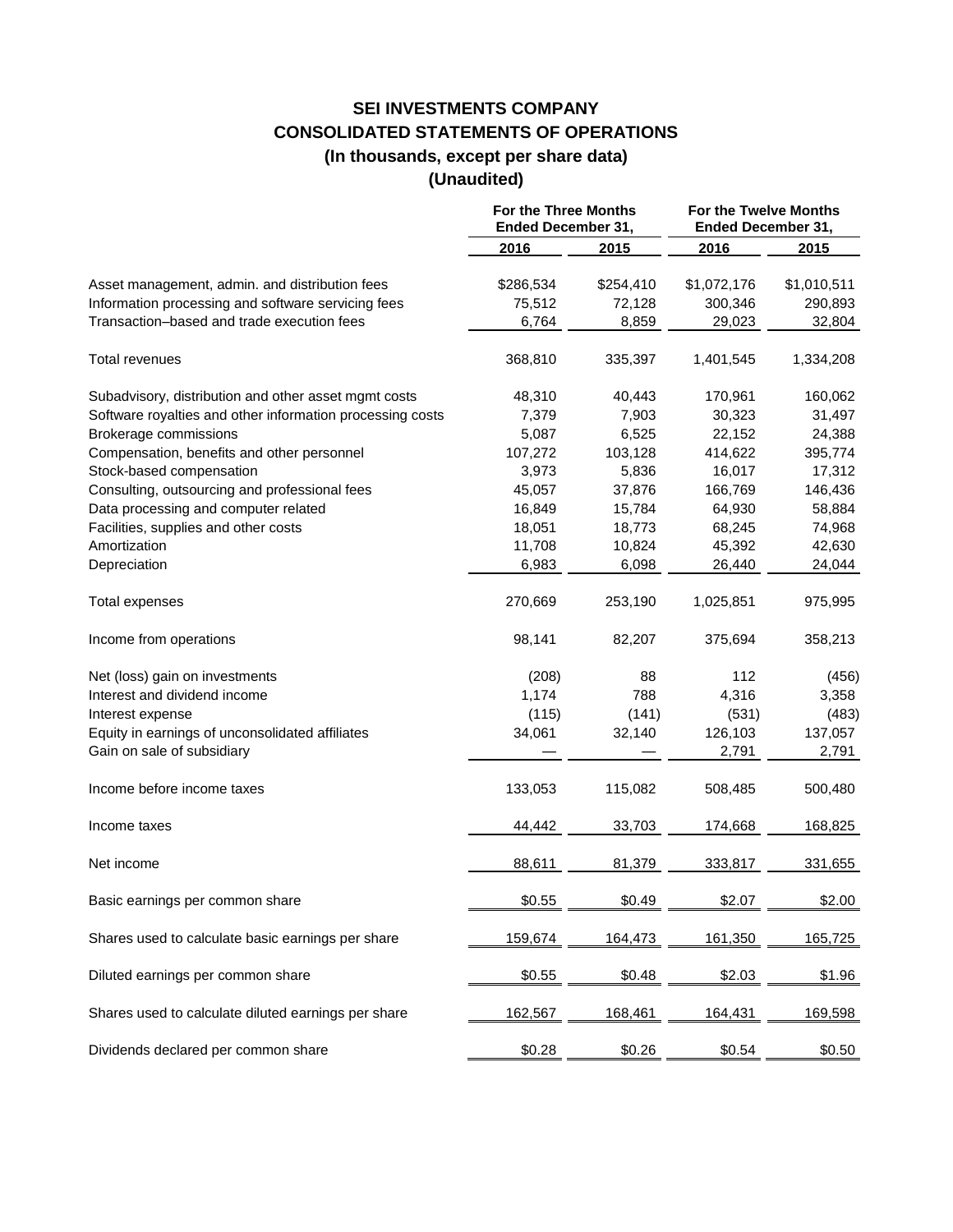# SEI INVESTMENTS COMPANY

## CONSOLIDATED STATEMENTS OF OPERATIONS

### (In thousands, except per share data)

### (Unaudited)

| | For the Three Months Ended December 31, | | For the Twelve Months Ended December 31, | |
|---|---|---|---|---|
| | 2016 | 2015 | 2016 | 2015 |
| Asset management, admin. and distribution fees | $286,534 | $254,410 | $1,072,176 | $1,010,511 |
| Information processing and software servicing fees | 75,512 | 72,128 | 300,346 | 290,893 |
| Transaction–based and trade execution fees | 6,764 | 8,859 | 29,023 | 32,804 |
| Total revenues | 368,810 | 335,397 | 1,401,545 | 1,334,208 |
| Subadvisory, distribution and other asset mgmt costs | 48,310 | 40,443 | 170,961 | 160,062 |
| Software royalties and other information processing costs | 7,379 | 7,903 | 30,323 | 31,497 |
| Brokerage commissions | 5,087 | 6,525 | 22,152 | 24,388 |
| Compensation, benefits and other personnel | 107,272 | 103,128 | 414,622 | 395,774 |
| Stock-based compensation | 3,973 | 5,836 | 16,017 | 17,312 |
| Consulting, outsourcing and professional fees | 45,057 | 37,876 | 166,769 | 146,436 |
| Data processing and computer related | 16,849 | 15,784 | 64,930 | 58,884 |
| Facilities, supplies and other costs | 18,051 | 18,773 | 68,245 | 74,968 |
| Amortization | 11,708 | 10,824 | 45,392 | 42,630 |
| Depreciation | 6,983 | 6,098 | 26,440 | 24,044 |
| Total expenses | 270,669 | 253,190 | 1,025,851 | 975,995 |
| Income from operations | 98,141 | 82,207 | 375,694 | 358,213 |
| Net (loss) gain on investments | (208) | 88 | 112 | (456) |
| Interest and dividend income | 1,174 | 788 | 4,316 | 3,358 |
| Interest expense | (115) | (141) | (531) | (483) |
| Equity in earnings of unconsolidated affiliates | 34,061 | 32,140 | 126,103 | 137,057 |
| Gain on sale of subsidiary | — | — | 2,791 | 2,791 |
| Income before income taxes | 133,053 | 115,082 | 508,485 | 500,480 |
| Income taxes | 44,442 | 33,703 | 174,668 | 168,825 |
| Net income | 88,611 | 81,379 | 333,817 | 331,655 |
| Basic earnings per common share | $0.55 | $0.49 | $2.07 | $2.00 |
| Shares used to calculate basic earnings per share | 159,674 | 164,473 | 161,350 | 165,725 |
| Diluted earnings per common share | $0.55 | $0.48 | $2.03 | $1.96 |
| Shares used to calculate diluted earnings per share | 162,567 | 168,461 | 164,431 | 169,598 |
| Dividends declared per common share | $0.28 | $0.26 | $0.54 | $0.50 |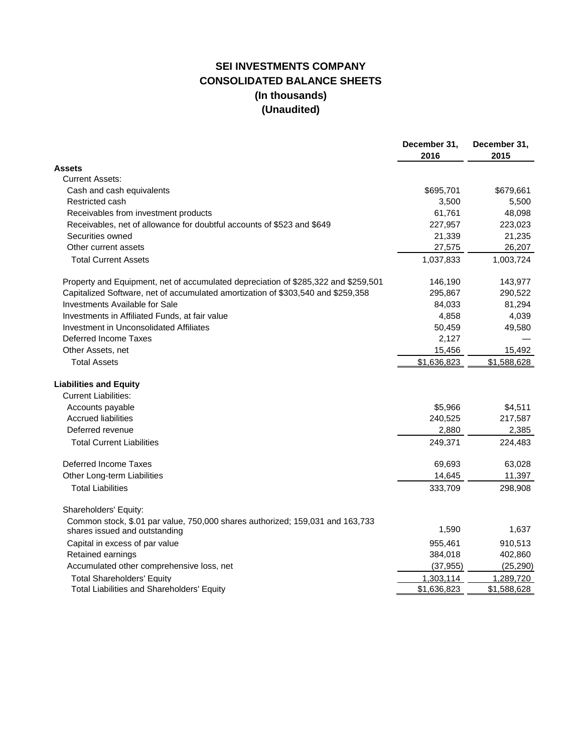# SEI INVESTMENTS COMPANY
## CONSOLIDATED BALANCE SHEETS
### (In thousands)
### (Unaudited)

| | December 31, 2016 | December 31, 2015 |
|---|---|---|
| **Assets** | | |
| Current Assets: | | |
| Cash and cash equivalents | $695,701 | $679,661 |
| Restricted cash | 3,500 | 5,500 |
| Receivables from investment products | 61,761 | 48,098 |
| Receivables, net of allowance for doubtful accounts of $523 and $649 | 227,957 | 223,023 |
| Securities owned | 21,339 | 21,235 |
| Other current assets | 27,575 | 26,207 |
| Total Current Assets | 1,037,833 | 1,003,724 |
| Property and Equipment, net of accumulated depreciation of $285,322 and $259,501 | 146,190 | 143,977 |
| Capitalized Software, net of accumulated amortization of $303,540 and $259,358 | 295,867 | 290,522 |
| Investments Available for Sale | 84,033 | 81,294 |
| Investments in Affiliated Funds, at fair value | 4,858 | 4,039 |
| Investment in Unconsolidated Affiliates | 50,459 | 49,580 |
| Deferred Income Taxes | 2,127 | — |
| Other Assets, net | 15,456 | 15,492 |
| Total Assets | $1,636,823 | $1,588,628 |
| **Liabilities and Equity** | | |
| Current Liabilities: | | |
| Accounts payable | $5,966 | $4,511 |
| Accrued liabilities | 240,525 | 217,587 |
| Deferred revenue | 2,880 | 2,385 |
| Total Current Liabilities | 249,371 | 224,483 |
| Deferred Income Taxes | 69,693 | 63,028 |
| Other Long-term Liabilities | 14,645 | 11,397 |
| Total Liabilities | 333,709 | 298,908 |
| Shareholders' Equity: | | |
| Common stock, $.01 par value, 750,000 shares authorized; 159,031 and 163,733 shares issued and outstanding | 1,590 | 1,637 |
| Capital in excess of par value | 955,461 | 910,513 |
| Retained earnings | 384,018 | 402,860 |
| Accumulated other comprehensive loss, net | (37,955) | (25,290) |
| Total Shareholders' Equity | 1,303,114 | 1,289,720 |
| Total Liabilities and Shareholders' Equity | $1,636,823 | $1,588,628 |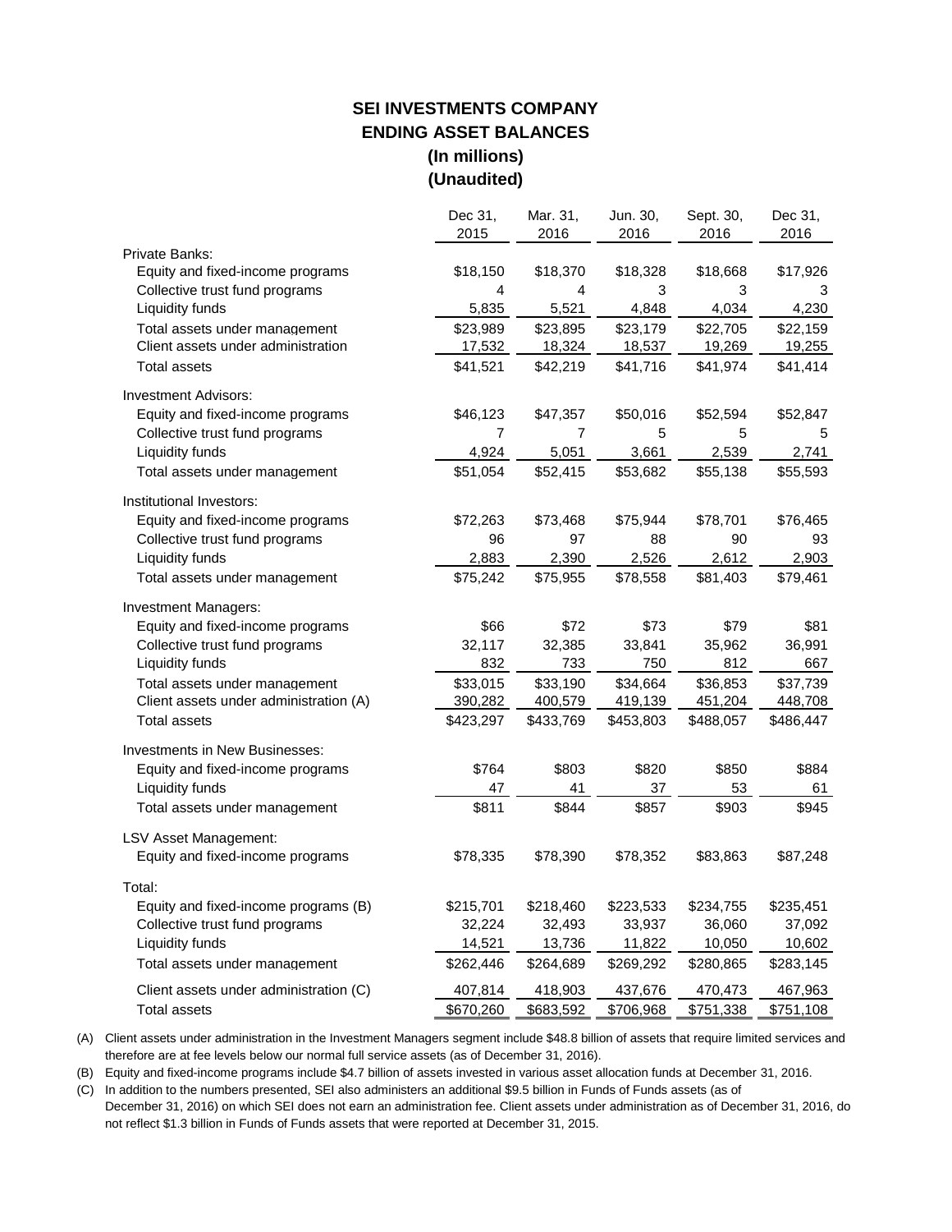# SEI INVESTMENTS COMPANY
## ENDING ASSET BALANCES
### (In millions)
### (Unaudited)

| | Dec 31, 2015 | Mar. 31, 2016 | Jun. 30, 2016 | Sept. 30, 2016 | Dec 31, 2016 |
|---|---|---|---|---|---|
| **Private Banks:** | | | | | |
| Equity and fixed-income programs | $18,150 | $18,370 | $18,328 | $18,668 | $17,926 |
| Collective trust fund programs | 4 | 4 | 3 | 3 | 3 |
| Liquidity funds | 5,835 | 5,521 | 4,848 | 4,034 | 4,230 |
| Total assets under management | $23,989 | $23,895 | $23,179 | $22,705 | $22,159 |
| Client assets under administration | 17,532 | 18,324 | 18,537 | 19,269 | 19,255 |
| Total assets | $41,521 | $42,219 | $41,716 | $41,974 | $41,414 |
| **Investment Advisors:** | | | | | |
| Equity and fixed-income programs | $46,123 | $47,357 | $50,016 | $52,594 | $52,847 |
| Collective trust fund programs | 7 | 7 | 5 | 5 | 5 |
| Liquidity funds | 4,924 | 5,051 | 3,661 | 2,539 | 2,741 |
| Total assets under management | $51,054 | $52,415 | $53,682 | $55,138 | $55,593 |
| **Institutional Investors:** | | | | | |
| Equity and fixed-income programs | $72,263 | $73,468 | $75,944 | $78,701 | $76,465 |
| Collective trust fund programs | 96 | 97 | 88 | 90 | 93 |
| Liquidity funds | 2,883 | 2,390 | 2,526 | 2,612 | 2,903 |
| Total assets under management | $75,242 | $75,955 | $78,558 | $81,403 | $79,461 |
| **Investment Managers:** | | | | | |
| Equity and fixed-income programs | $66 | $72 | $73 | $79 | $81 |
| Collective trust fund programs | 32,117 | 32,385 | 33,841 | 35,962 | 36,991 |
| Liquidity funds | 832 | 733 | 750 | 812 | 667 |
| Total assets under management | $33,015 | $33,190 | $34,664 | $36,853 | $37,739 |
| Client assets under administration (A) | 390,282 | 400,579 | 419,139 | 451,204 | 448,708 |
| Total assets | $423,297 | $433,769 | $453,803 | $488,057 | $486,447 |
| **Investments in New Businesses:** | | | | | |
| Equity and fixed-income programs | $764 | $803 | $820 | $850 | $884 |
| Liquidity funds | 47 | 41 | 37 | 53 | 61 |
| Total assets under management | $811 | $844 | $857 | $903 | $945 |
| **LSV Asset Management:** | | | | | |
| Equity and fixed-income programs | $78,335 | $78,390 | $78,352 | $83,863 | $87,248 |
| **Total:** | | | | | |
| Equity and fixed-income programs (B) | $215,701 | $218,460 | $223,533 | $234,755 | $235,451 |
| Collective trust fund programs | 32,224 | 32,493 | 33,937 | 36,060 | 37,092 |
| Liquidity funds | 14,521 | 13,736 | 11,822 | 10,050 | 10,602 |
| Total assets under management | $262,446 | $264,689 | $269,292 | $280,865 | $283,145 |
| Client assets under administration (C) | 407,814 | 418,903 | 437,676 | 470,473 | 467,963 |
| Total assets | $670,260 | $683,592 | $706,968 | $751,338 | $751,108 |

(A) Client assets under administration in the Investment Managers segment include $48.8 billion of assets that require limited services and therefore are at fee levels below our normal full service assets (as of December 31, 2016).

(B) Equity and fixed-income programs include $4.7 billion of assets invested in various asset allocation funds at December 31, 2016.

(C) In addition to the numbers presented, SEI also administers an additional $9.5 billion in Funds of Funds assets (as of December 31, 2016) on which SEI does not earn an administration fee. Client assets under administration as of December 31, 2016, do not reflect $1.3 billion in Funds of Funds assets that were reported at December 31, 2015.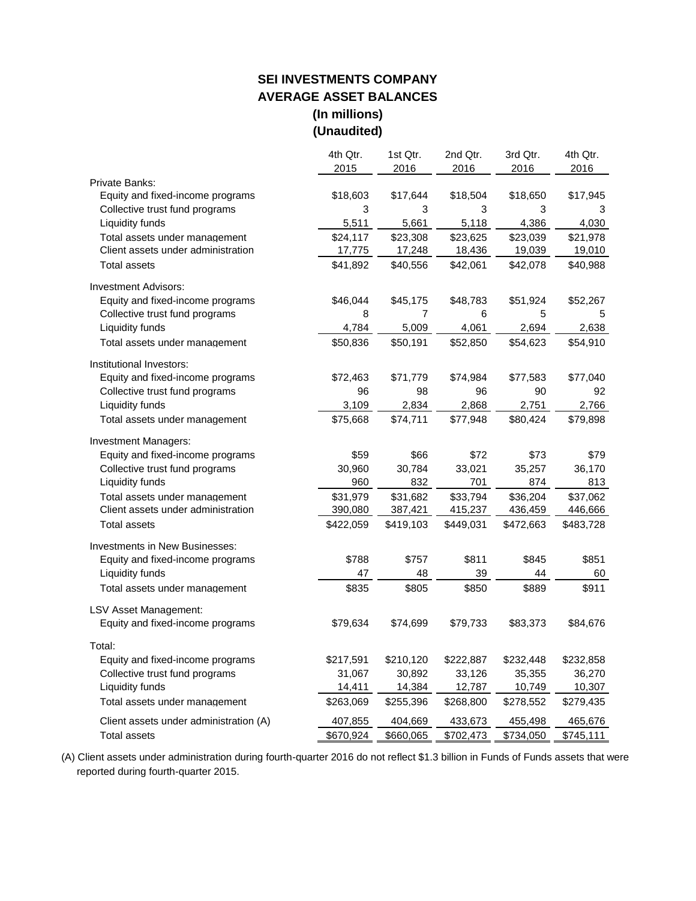# SEI INVESTMENTS COMPANY
## AVERAGE ASSET BALANCES
### (In millions)
### (Unaudited)

| | 4th Qtr. 2015 | 1st Qtr. 2016 | 2nd Qtr. 2016 | 3rd Qtr. 2016 | 4th Qtr. 2016 |
|---|---|---|---|---|---|
| Private Banks: | | | | | |
| Equity and fixed-income programs | $18,603 | $17,644 | $18,504 | $18,650 | $17,945 |
| Collective trust fund programs | 3 | 3 | 3 | 3 | 3 |
| Liquidity funds | 5,511 | 5,661 | 5,118 | 4,386 | 4,030 |
| Total assets under management | $24,117 | $23,308 | $23,625 | $23,039 | $21,978 |
| Client assets under administration | 17,775 | 17,248 | 18,436 | 19,039 | 19,010 |
| Total assets | $41,892 | $40,556 | $42,061 | $42,078 | $40,988 |
| Investment Advisors: | | | | | |
| Equity and fixed-income programs | $46,044 | $45,175 | $48,783 | $51,924 | $52,267 |
| Collective trust fund programs | 8 | 7 | 6 | 5 | 5 |
| Liquidity funds | 4,784 | 5,009 | 4,061 | 2,694 | 2,638 |
| Total assets under management | $50,836 | $50,191 | $52,850 | $54,623 | $54,910 |
| Institutional Investors: | | | | | |
| Equity and fixed-income programs | $72,463 | $71,779 | $74,984 | $77,583 | $77,040 |
| Collective trust fund programs | 96 | 98 | 96 | 90 | 92 |
| Liquidity funds | 3,109 | 2,834 | 2,868 | 2,751 | 2,766 |
| Total assets under management | $75,668 | $74,711 | $77,948 | $80,424 | $79,898 |
| Investment Managers: | | | | | |
| Equity and fixed-income programs | $59 | $66 | $72 | $73 | $79 |
| Collective trust fund programs | 30,960 | 30,784 | 33,021 | 35,257 | 36,170 |
| Liquidity funds | 960 | 832 | 701 | 874 | 813 |
| Total assets under management | $31,979 | $31,682 | $33,794 | $36,204 | $37,062 |
| Client assets under administration | 390,080 | 387,421 | 415,237 | 436,459 | 446,666 |
| Total assets | $422,059 | $419,103 | $449,031 | $472,663 | $483,728 |
| Investments in New Businesses: | | | | | |
| Equity and fixed-income programs | $788 | $757 | $811 | $845 | $851 |
| Liquidity funds | 47 | 48 | 39 | 44 | 60 |
| Total assets under management | $835 | $805 | $850 | $889 | $911 |
| LSV Asset Management: | | | | | |
| Equity and fixed-income programs | $79,634 | $74,699 | $79,733 | $83,373 | $84,676 |
| Total: | | | | | |
| Equity and fixed-income programs | $217,591 | $210,120 | $222,887 | $232,448 | $232,858 |
| Collective trust fund programs | 31,067 | 30,892 | 33,126 | 35,355 | 36,270 |
| Liquidity funds | 14,411 | 14,384 | 12,787 | 10,749 | 10,307 |
| Total assets under management | $263,069 | $255,396 | $268,800 | $278,552 | $279,435 |
| Client assets under administration (A) | 407,855 | 404,669 | 433,673 | 455,498 | 465,676 |
| Total assets | $670,924 | $660,065 | $702,473 | $734,050 | $745,111 |

(A) Client assets under administration during fourth-quarter 2016 do not reflect $1.3 billion in Funds of Funds assets that were reported during fourth-quarter 2015.